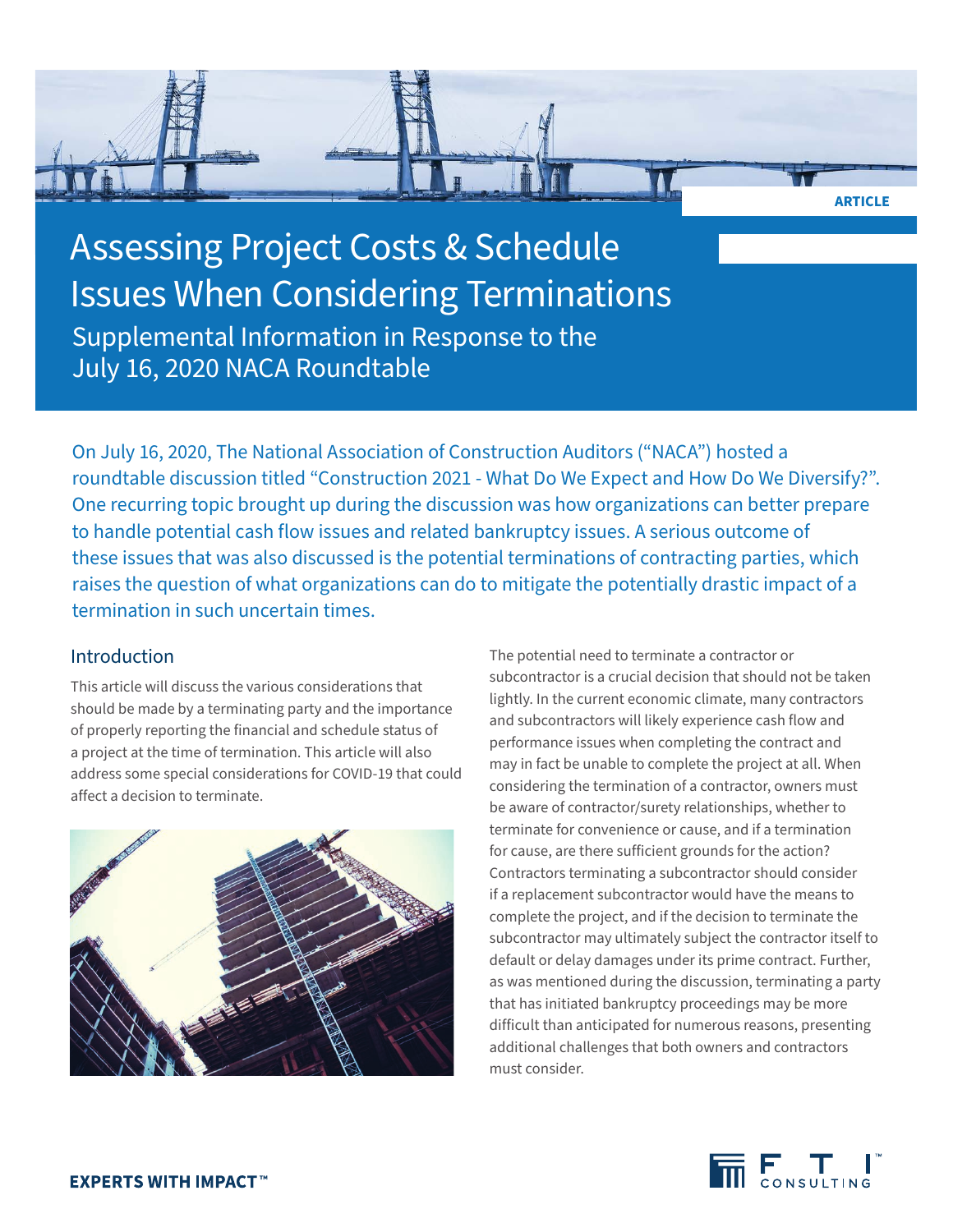ARTICLE

# Assessing Project Costs & Schedule Issues When Considering Terminations

## Supplemental Information in Response to the July 16, 2020 NACA Roundtable

On July 16, 2020, The National Association of Construction Auditors ("NACA") hosted a roundtable discussion titled "Construction 2021 - What Do We Expect and How Do We Diversify?". One recurring topic brought up during the discussion was how organizations can better prepare to handle potential cash flow issues and related bankruptcy issues. A serious outcome of these issues that was also discussed is the potential terminations of contracting parties, which raises the question of what organizations can do to mitigate the potentially drastic impact of a termination in such uncertain times.

### Introduction

This article will discuss the various considerations that should be made by a terminating party and the importance of properly reporting the financial and schedule status of a project at the time of termination. This article will also address some special considerations for COVID-19 that could affect a decision to terminate.

The potential need to terminate a contractor or subcontractor is a crucial decision that should not be taken lightly. In the current economic climate, many contractors and subcontractors will likely experience cash flow and performance issues when completing the contract and may in fact be unable to complete the project at all. When considering the termination of a contractor, owners must be aware of contractor/surety relationships, whether to terminate for convenience or cause, and if a termination for cause, are there sufficient grounds for the action? Contractors terminating a subcontractor should consider if a replacement subcontractor would have the means to complete the project, and if the decision to terminate the subcontractor may ultimately subject the contractor itself to default or delay damages under its prime contract. Further, as was mentioned during the discussion, terminating a party that has initiated bankruptcy proceedings may be more difficult than anticipated for numerous reasons, presenting additional challenges that both owners and contractors must consider.

**EXPERTS WITH IMPACT™**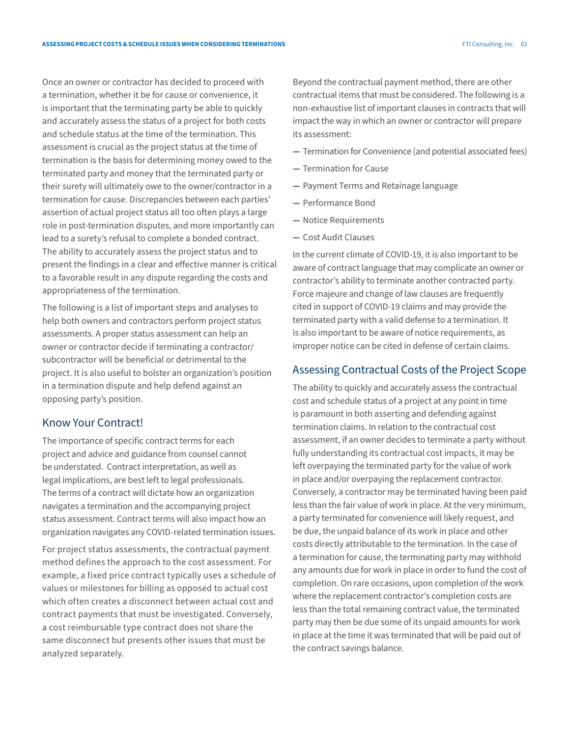Once an owner or contractor has decided to proceed with a termination, whether it be for cause or convenience, it is important that the terminating party be able to quickly and accurately assess the status of a project for both costs and schedule status at the time of the termination. This assessment is crucial as the project status at the time of termination is the basis for determining money owed to the terminated party and money that the terminated party or their surety will ultimately owe to the owner/contractor in a termination for cause. Discrepancies between each parties' assertion of actual project status all too often plays a large role in post-termination disputes, and more importantly can lead to a surety's refusal to complete a bonded contract. The ability to accurately assess the project status and to present the findings in a clear and effective manner is critical to a favorable result in any dispute regarding the costs and appropriateness of the termination.

The following is a list of important steps and analyses to help both owners and contractors perform project status assessments. A proper status assessment can help an owner or contractor decide if terminating a contractor/subcontractor will be beneficial or detrimental to the project. It is also useful to bolster an organization's position in a termination dispute and help defend against an opposing party's position.

## Know Your Contract!

The importance of specific contract terms for each project and advice and guidance from counsel cannot be understated. Contract interpretation, as well as legal implications, are best left to legal professionals. The terms of a contract will dictate how an organization navigates a termination and the accompanying project status assessment. Contract terms will also impact how an organization navigates any COVID-related termination issues.

For project status assessments, the contractual payment method defines the approach to the cost assessment. For example, a fixed price contract typically uses a schedule of values or milestones for billing as opposed to actual cost which often creates a disconnect between actual cost and contract payments that must be investigated. Conversely, a cost reimbursable type contract does not share the same disconnect but presents other issues that must be analyzed separately.

Beyond the contractual payment method, there are other contractual items that must be considered. The following is a non-exhaustive list of important clauses in contracts that will impact the way in which an owner or contractor will prepare its assessment:

- Termination for Convenience (and potential associated fees)
- Termination for Cause
- Payment Terms and Retainage language
- Performance Bond
- Notice Requirements
- Cost Audit Clauses

In the current climate of COVID-19, it is also important to be aware of contract language that may complicate an owner or contractor's ability to terminate another contracted party. Force majeure and change of law clauses are frequently cited in support of COVID-19 claims and may provide the terminated party with a valid defense to a termination. It is also important to be aware of notice requirements, as improper notice can be cited in defense of certain claims.

## Assessing Contractual Costs of the Project Scope

The ability to quickly and accurately assess the contractual cost and schedule status of a project at any point in time is paramount in both asserting and defending against termination claims. In relation to the contractual cost assessment, if an owner decides to terminate a party without fully understanding its contractual cost impacts, it may be left overpaying the terminated party for the value of work in place and/or overpaying the replacement contractor. Conversely, a contractor may be terminated having been paid less than the fair value of work in place. At the very minimum, a party terminated for convenience will likely request, and be due, the unpaid balance of its work in place and other costs directly attributable to the termination. In the case of a termination for cause, the terminating party may withhold any amounts due for work in place in order to fund the cost of completion. On rare occasions, upon completion of the work where the replacement contractor's completion costs are less than the total remaining contract value, the terminated party may then be due some of its unpaid amounts for work in place at the time it was terminated that will be paid out of the contract savings balance.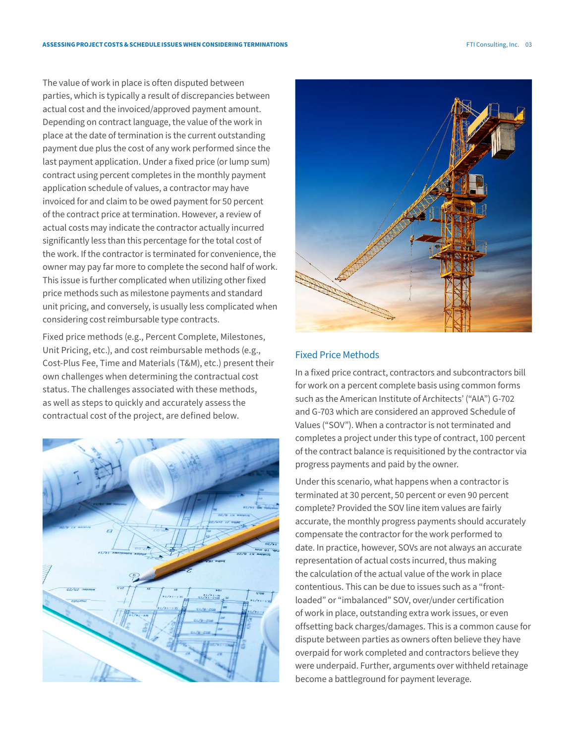The value of work in place is often disputed between parties, which is typically a result of discrepancies between actual cost and the invoiced/approved payment amount. Depending on contract language, the value of the work in place at the date of termination is the current outstanding payment due plus the cost of any work performed since the last payment application. Under a fixed price (or lump sum) contract using percent completes in the monthly payment application schedule of values, a contractor may have invoiced for and claim to be owed payment for 50 percent of the contract price at termination. However, a review of actual costs may indicate the contractor actually incurred significantly less than this percentage for the total cost of the work. If the contractor is terminated for convenience, the owner may pay far more to complete the second half of work. This issue is further complicated when utilizing other fixed price methods such as milestone payments and standard unit pricing, and conversely, is usually less complicated when considering cost reimbursable type contracts.

Fixed price methods (e.g., Percent Complete, Milestones, Unit Pricing, etc.), and cost reimbursable methods (e.g., Cost-Plus Fee, Time and Materials (T&M), etc.) present their own challenges when determining the contractual cost status. The challenges associated with these methods, as well as steps to quickly and accurately assess the contractual cost of the project, are defined below.

## Fixed Price Methods

In a fixed price contract, contractors and subcontractors bill for work on a percent complete basis using common forms such as the American Institute of Architects' ("AIA") G-702 and G-703 which are considered an approved Schedule of Values ("SOV"). When a contractor is not terminated and completes a project under this type of contract, 100 percent of the contract balance is requisitioned by the contractor via progress payments and paid by the owner.

Under this scenario, what happens when a contractor is terminated at 30 percent, 50 percent or even 90 percent complete? Provided the SOV line item values are fairly accurate, the monthly progress payments should accurately compensate the contractor for the work performed to date. In practice, however, SOVs are not always an accurate representation of actual costs incurred, thus making the calculation of the actual value of the work in place contentious. This can be due to issues such as a "front-loaded" or "imbalanced" SOV, over/under certification of work in place, outstanding extra work issues, or even offsetting back charges/damages. This is a common cause for dispute between parties as owners often believe they have overpaid for work completed and contractors believe they were underpaid. Further, arguments over withheld retainage become a battleground for payment leverage.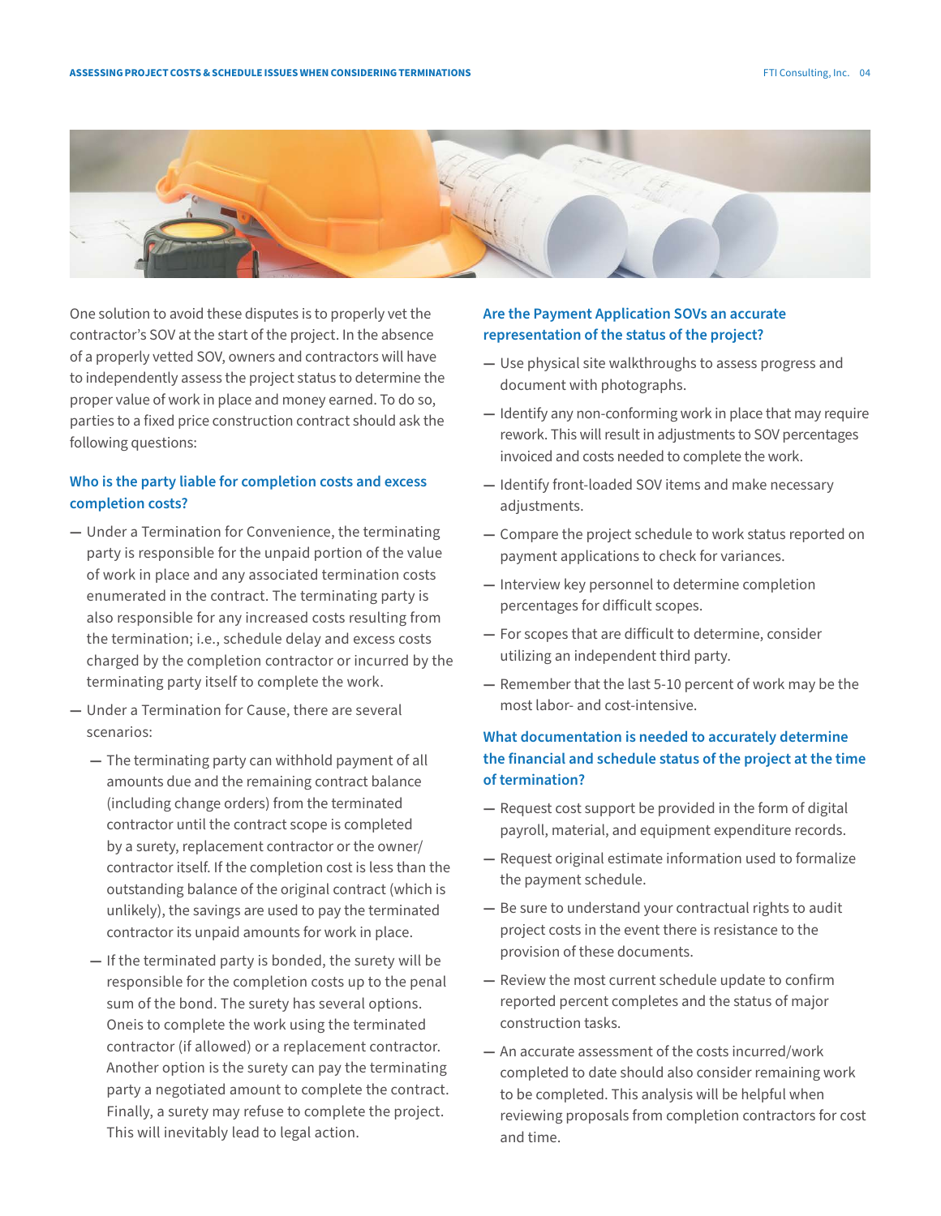One solution to avoid these disputes is to properly vet the contractor's SOV at the start of the project. In the absence of a properly vetted SOV, owners and contractors will have to independently assess the project status to determine the proper value of work in place and money earned. To do so, parties to a fixed price construction contract should ask the following questions:

### Who is the party liable for completion costs and excess completion costs?

- Under a Termination for Convenience, the terminating party is responsible for the unpaid portion of the value of work in place and any associated termination costs enumerated in the contract. The terminating party is also responsible for any increased costs resulting from the termination; i.e., schedule delay and excess costs charged by the completion contractor or incurred by the terminating party itself to complete the work.
- Under a Termination for Cause, there are several scenarios:
  - The terminating party can withhold payment of all amounts due and the remaining contract balance (including change orders) from the terminated contractor until the contract scope is completed by a surety, replacement contractor or the owner/contractor itself. If the completion cost is less than the outstanding balance of the original contract (which is unlikely), the savings are used to pay the terminated contractor its unpaid amounts for work in place.
  - If the terminated party is bonded, the surety will be responsible for the completion costs up to the penal sum of the bond. The surety has several options. Oneis to complete the work using the terminated contractor (if allowed) or a replacement contractor. Another option is the surety can pay the terminating party a negotiated amount to complete the contract. Finally, a surety may refuse to complete the project. This will inevitably lead to legal action.

### Are the Payment Application SOVs an accurate representation of the status of the project?

- Use physical site walkthroughs to assess progress and document with photographs.
- Identify any non-conforming work in place that may require rework. This will result in adjustments to SOV percentages invoiced and costs needed to complete the work.
- Identify front-loaded SOV items and make necessary adjustments.
- Compare the project schedule to work status reported on payment applications to check for variances.
- Interview key personnel to determine completion percentages for difficult scopes.
- For scopes that are difficult to determine, consider utilizing an independent third party.
- Remember that the last 5-10 percent of work may be the most labor- and cost-intensive.

### What documentation is needed to accurately determine the financial and schedule status of the project at the time of termination?

- Request cost support be provided in the form of digital payroll, material, and equipment expenditure records.
- Request original estimate information used to formalize the payment schedule.
- Be sure to understand your contractual rights to audit project costs in the event there is resistance to the provision of these documents.
- Review the most current schedule update to confirm reported percent completes and the status of major construction tasks.
- An accurate assessment of the costs incurred/work completed to date should also consider remaining work to be completed. This analysis will be helpful when reviewing proposals from completion contractors for cost and time.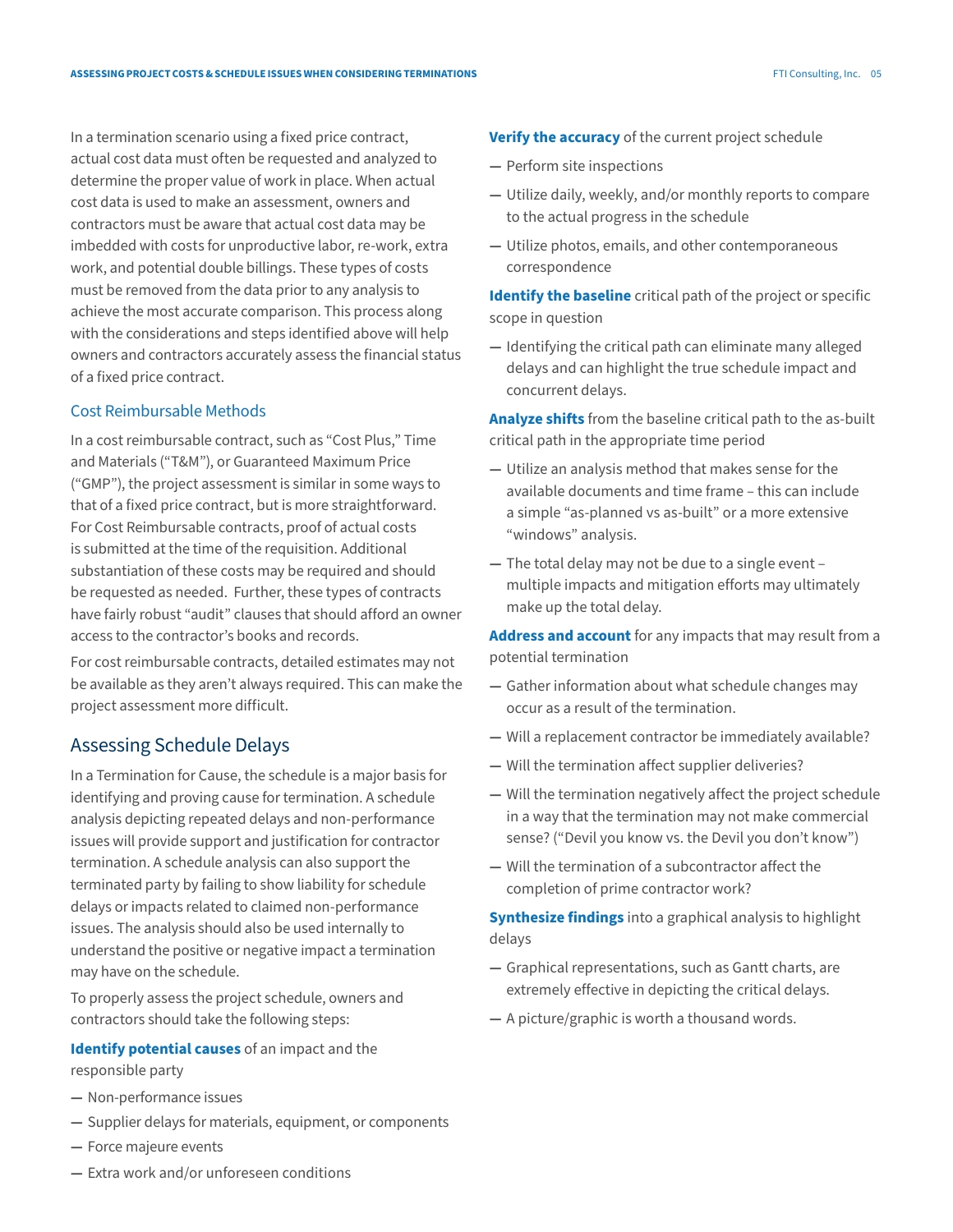In a termination scenario using a fixed price contract, actual cost data must often be requested and analyzed to determine the proper value of work in place. When actual cost data is used to make an assessment, owners and contractors must be aware that actual cost data may be imbedded with costs for unproductive labor, re-work, extra work, and potential double billings. These types of costs must be removed from the data prior to any analysis to achieve the most accurate comparison. This process along with the considerations and steps identified above will help owners and contractors accurately assess the financial status of a fixed price contract.

### Cost Reimbursable Methods

In a cost reimbursable contract, such as "Cost Plus," Time and Materials ("T&M"), or Guaranteed Maximum Price ("GMP"), the project assessment is similar in some ways to that of a fixed price contract, but is more straightforward. For Cost Reimbursable contracts, proof of actual costs is submitted at the time of the requisition. Additional substantiation of these costs may be required and should be requested as needed. Further, these types of contracts have fairly robust "audit" clauses that should afford an owner access to the contractor's books and records.

For cost reimbursable contracts, detailed estimates may not be available as they aren't always required. This can make the project assessment more difficult.

## Assessing Schedule Delays

In a Termination for Cause, the schedule is a major basis for identifying and proving cause for termination. A schedule analysis depicting repeated delays and non-performance issues will provide support and justification for contractor termination. A schedule analysis can also support the terminated party by failing to show liability for schedule delays or impacts related to claimed non-performance issues. The analysis should also be used internally to understand the positive or negative impact a termination may have on the schedule.

To properly assess the project schedule, owners and contractors should take the following steps:

**Identify potential causes** of an impact and the responsible party

— Non-performance issues

— Supplier delays for materials, equipment, or components

— Force majeure events

— Extra work and/or unforeseen conditions

**Verify the accuracy** of the current project schedule

— Perform site inspections

— Utilize daily, weekly, and/or monthly reports to compare to the actual progress in the schedule

— Utilize photos, emails, and other contemporaneous correspondence

**Identify the baseline** critical path of the project or specific scope in question

— Identifying the critical path can eliminate many alleged delays and can highlight the true schedule impact and concurrent delays.

**Analyze shifts** from the baseline critical path to the as-built critical path in the appropriate time period

— Utilize an analysis method that makes sense for the available documents and time frame – this can include a simple "as-planned vs as-built" or a more extensive "windows" analysis.

— The total delay may not be due to a single event – multiple impacts and mitigation efforts may ultimately make up the total delay.

**Address and account** for any impacts that may result from a potential termination

— Gather information about what schedule changes may occur as a result of the termination.

— Will a replacement contractor be immediately available?

— Will the termination affect supplier deliveries?

— Will the termination negatively affect the project schedule in a way that the termination may not make commercial sense? ("Devil you know vs. the Devil you don't know")

— Will the termination of a subcontractor affect the completion of prime contractor work?

**Synthesize findings** into a graphical analysis to highlight delays

— Graphical representations, such as Gantt charts, are extremely effective in depicting the critical delays.

— A picture/graphic is worth a thousand words.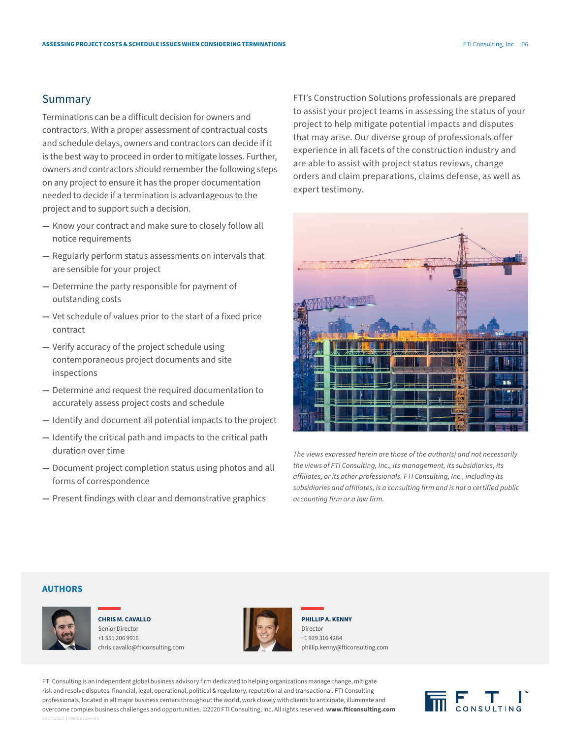## Summary

Terminations can be a difficult decision for owners and contractors. With a proper assessment of contractual costs and schedule delays, owners and contractors can decide if it is the best way to proceed in order to mitigate losses. Further, owners and contractors should remember the following steps on any project to ensure it has the proper documentation needed to decide if a termination is advantageous to the project and to support such a decision.

- Know your contract and make sure to closely follow all notice requirements
- Regularly perform status assessments on intervals that are sensible for your project
- Determine the party responsible for payment of outstanding costs
- Vet schedule of values prior to the start of a fixed price contract
- Verify accuracy of the project schedule using contemporaneous project documents and site inspections
- Determine and request the required documentation to accurately assess project costs and schedule
- Identify and document all potential impacts to the project
- Identify the critical path and impacts to the critical path duration over time
- Document project completion status using photos and all forms of correspondence
- Present findings with clear and demonstrative graphics

FTI's Construction Solutions professionals are prepared to assist your project teams in assessing the status of your project to help mitigate potential impacts and disputes that may arise. Our diverse group of professionals offer experience in all facets of the construction industry and are able to assist with project status reviews, change orders and claim preparations, claims defense, as well as expert testimony.

*The views expressed herein are those of the author(s) and not necessarily the views of FTI Consulting, Inc., its management, its subsidiaries, its affiliates, or its other professionals. FTI Consulting, Inc., including its subsidiaries and affiliates, is a consulting firm and is not a certified public accounting firm or a law firm.*

### AUTHORS

**CHRIS M. CAVALLO**
Senior Director
+1 551 206 9916
chris.cavallo@fticonsulting.com

**PHILLIP A. KENNY**
Director
+1 929 316 4284
phillip.kenny@fticonsulting.com

FTI Consulting is an independent global business advisory firm dedicated to helping organizations manage change, mitigate risk and resolve disputes: financial, legal, operational, political & regulatory, reputational and transactional. FTI Consulting professionals, located in all major business centers throughout the world, work closely with clients to anticipate, illuminate and overcome complex business challenges and opportunities. ©2020 FTI Consulting, Inc. All rights reserved. **www.fticonsulting.com**

08272020 | VN00922–v05